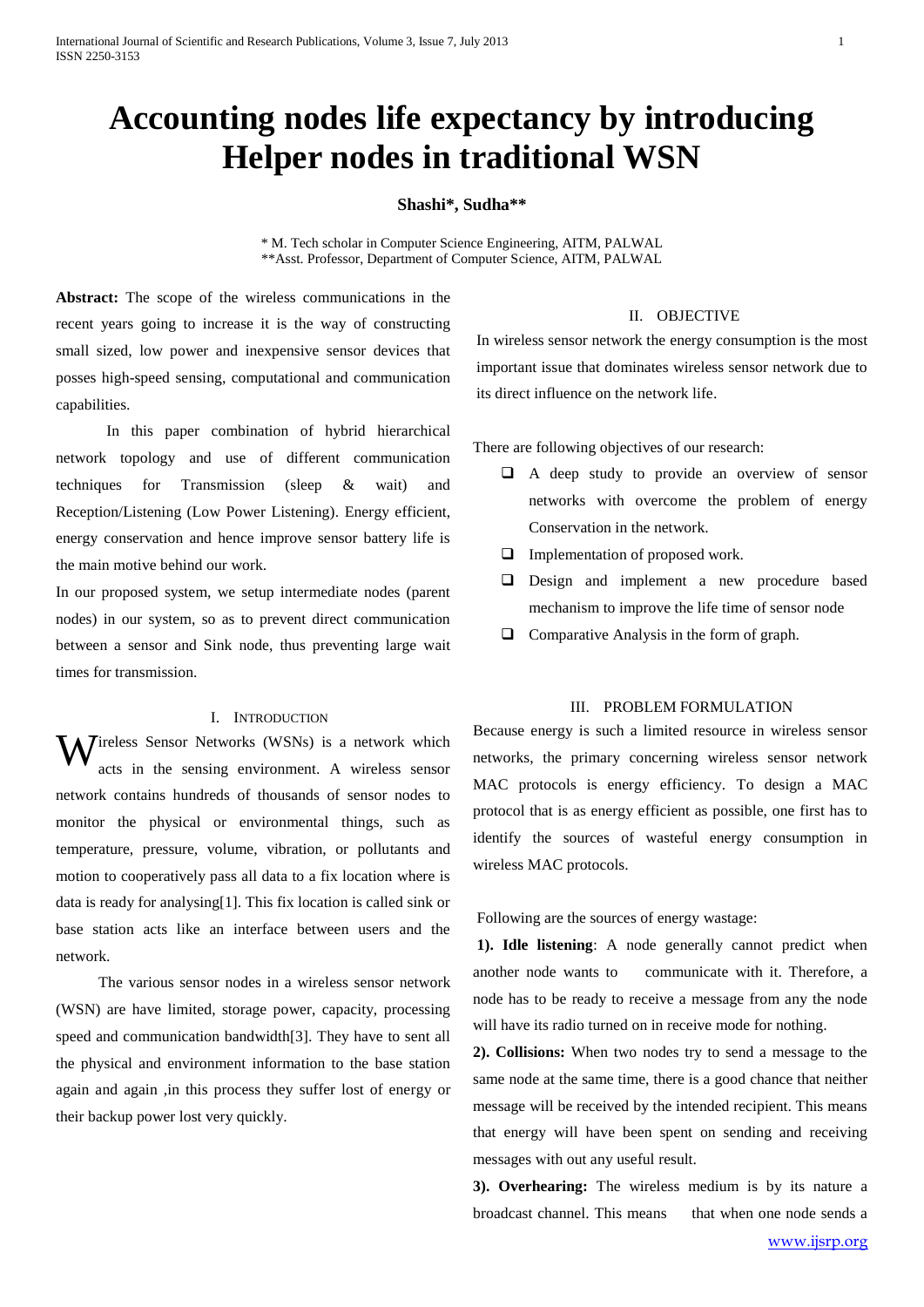# Accounting nodes life expectancy by introducing Helper nodes in traditional WSN

**Shashi\*, Sudha\*\***

\* M. Tech scholar in Computer Science Engineering, AITM, PALWAL
\*\*Asst. Professor, Department of Computer Science, AITM, PALWAL

**Abstract:** The scope of the wireless communications in the recent years going to increase it is the way of constructing small sized, low power and inexpensive sensor devices that posses high-speed sensing, computational and communication capabilities.

In this paper combination of hybrid hierarchical network topology and use of different communication techniques for Transmission (sleep & wait) and Reception/Listening (Low Power Listening). Energy efficient, energy conservation and hence improve sensor battery life is the main motive behind our work.

In our proposed system, we setup intermediate nodes (parent nodes) in our system, so as to prevent direct communication between a sensor and Sink node, thus preventing large wait times for transmission.

## I. Introduction

Wireless Sensor Networks (WSNs) is a network which acts in the sensing environment. A wireless sensor network contains hundreds of thousands of sensor nodes to monitor the physical or environmental things, such as temperature, pressure, volume, vibration, or pollutants and motion to cooperatively pass all data to a fix location where is data is ready for analysing[1]. This fix location is called sink or base station acts like an interface between users and the network.

The various sensor nodes in a wireless sensor network (WSN) are have limited, storage power, capacity, processing speed and communication bandwidth[3]. They have to sent all the physical and environment information to the base station again and again ,in this process they suffer lost of energy or their backup power lost very quickly.

## II. Objective

In wireless sensor network the energy consumption is the most important issue that dominates wireless sensor network due to its direct influence on the network life.

There are following objectives of our research:

- A deep study to provide an overview of sensor networks with overcome the problem of energy Conservation in the network.
- Implementation of proposed work.
- Design and implement a new procedure based mechanism to improve the life time of sensor node
- Comparative Analysis in the form of graph.

## III. Problem Formulation

Because energy is such a limited resource in wireless sensor networks, the primary concerning wireless sensor network MAC protocols is energy efficiency. To design a MAC protocol that is as energy efficient as possible, one first has to identify the sources of wasteful energy consumption in wireless MAC protocols.

Following are the sources of energy wastage:

**1). Idle listening**: A node generally cannot predict when another node wants to communicate with it. Therefore, a node has to be ready to receive a message from any the node will have its radio turned on in receive mode for nothing.

**2). Collisions:** When two nodes try to send a message to the same node at the same time, there is a good chance that neither message will be received by the intended recipient. This means that energy will have been spent on sending and receiving messages with out any useful result.

**3). Overhearing:** The wireless medium is by its nature a broadcast channel. This means that when one node sends a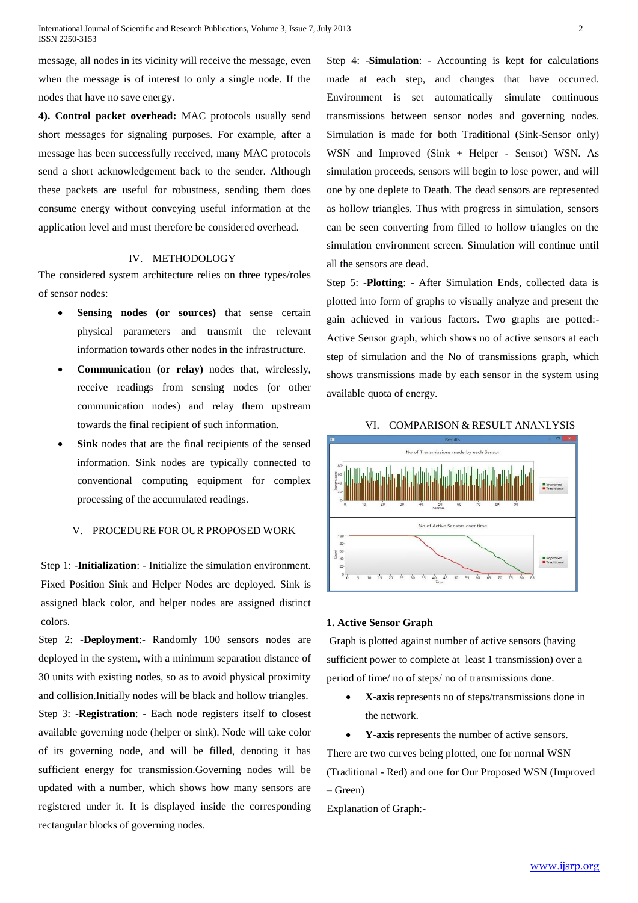message, all nodes in its vicinity will receive the message, even when the message is of interest to only a single node. If the nodes that have no save energy.

**4). Control packet overhead:** MAC protocols usually send short messages for signaling purposes. For example, after a message has been successfully received, many MAC protocols send a short acknowledgement back to the sender. Although these packets are useful for robustness, sending them does consume energy without conveying useful information at the application level and must therefore be considered overhead.

## IV. METHODOLOGY

The considered system architecture relies on three types/roles of sensor nodes:

- **Sensing nodes (or sources)** that sense certain physical parameters and transmit the relevant information towards other nodes in the infrastructure.
- **Communication (or relay)** nodes that, wirelessly, receive readings from sensing nodes (or other communication nodes) and relay them upstream towards the final recipient of such information.
- **Sink** nodes that are the final recipients of the sensed information. Sink nodes are typically connected to conventional computing equipment for complex processing of the accumulated readings.

## V. PROCEDURE FOR OUR PROPOSED WORK

Step 1: -**Initialization**: - Initialize the simulation environment. Fixed Position Sink and Helper Nodes are deployed. Sink is assigned black color, and helper nodes are assigned distinct colors.

Step 2: -**Deployment**:- Randomly 100 sensors nodes are deployed in the system, with a minimum separation distance of 30 units with existing nodes, so as to avoid physical proximity and collision.Initially nodes will be black and hollow triangles.

Step 3: -**Registration**: - Each node registers itself to closest available governing node (helper or sink). Node will take color of its governing node, and will be filled, denoting it has sufficient energy for transmission.Governing nodes will be updated with a number, which shows how many sensors are registered under it. It is displayed inside the corresponding rectangular blocks of governing nodes.

Step 4: -**Simulation**: - Accounting is kept for calculations made at each step, and changes that have occurred. Environment is set automatically simulate continuous transmissions between sensor nodes and governing nodes. Simulation is made for both Traditional (Sink-Sensor only) WSN and Improved (Sink + Helper - Sensor) WSN. As simulation proceeds, sensors will begin to lose power, and will one by one deplete to Death. The dead sensors are represented as hollow triangles. Thus with progress in simulation, sensors can be seen converting from filled to hollow triangles on the simulation environment screen. Simulation will continue until all the sensors are dead.

Step 5: -**Plotting**: - After Simulation Ends, collected data is plotted into form of graphs to visually analyze and present the gain achieved in various factors. Two graphs are potted:- Active Sensor graph, which shows no of active sensors at each step of simulation and the No of transmissions graph, which shows transmissions made by each sensor in the system using available quota of energy.

## VI. COMPARISON & RESULT ANANLYSIS

### 1. Active Sensor Graph

Graph is plotted against number of active sensors (having sufficient power to complete at least 1 transmission) over a period of time/ no of steps/ no of transmissions done.

- **X-axis** represents no of steps/transmissions done in the network.
- **Y-axis** represents the number of active sensors.

There are two curves being plotted, one for normal WSN (Traditional - Red) and one for Our Proposed WSN (Improved – Green)

Explanation of Graph:-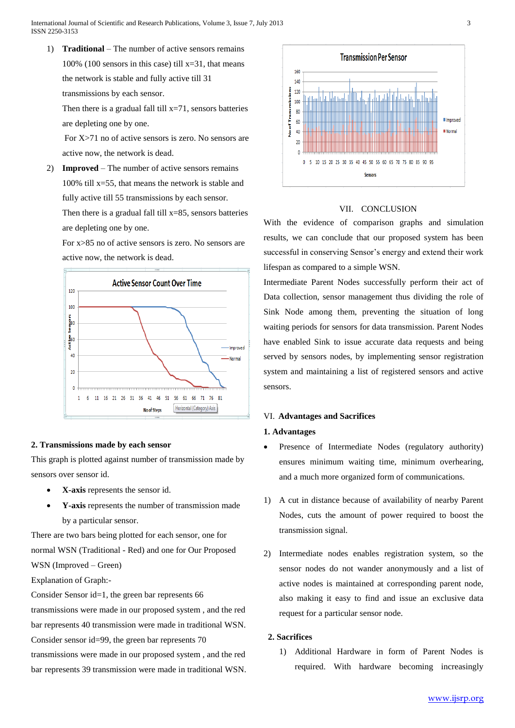1) **Traditional** – The number of active sensors remains 100% (100 sensors in this case) till x=31, that means the network is stable and fully active till 31 transmissions by each sensor.
   Then there is a gradual fall till x=71, sensors batteries are depleting one by one.
   For X>71 no of active sensors is zero. No sensors are active now, the network is dead.
2) **Improved** – The number of active sensors remains 100% till x=55, that means the network is stable and fully active till 55 transmissions by each sensor.
   Then there is a gradual fall till x=85, sensors batteries are depleting one by one.
   For x>85 no of active sensors is zero. No sensors are active now, the network is dead.

**2. Transmissions made by each sensor**

This graph is plotted against number of transmission made by sensors over sensor id.

- **X-axis** represents the sensor id.
- **Y-axis** represents the number of transmission made by a particular sensor.

There are two bars being plotted for each sensor, one for normal WSN (Traditional - Red) and one for Our Proposed WSN (Improved – Green)

Explanation of Graph:-

Consider Sensor id=1, the green bar represents 66 transmissions were made in our proposed system , and the red bar represents 40 transmission were made in traditional WSN.

Consider sensor id=99, the green bar represents 70 transmissions were made in our proposed system , and the red bar represents 39 transmission were made in traditional WSN.

## VII. CONCLUSION

With the evidence of comparison graphs and simulation results, we can conclude that our proposed system has been successful in conserving Sensor's energy and extend their work lifespan as compared to a simple WSN.

Intermediate Parent Nodes successfully perform their act of Data collection, sensor management thus dividing the role of Sink Node among them, preventing the situation of long waiting periods for sensors for data transmission. Parent Nodes have enabled Sink to issue accurate data requests and being served by sensors nodes, by implementing sensor registration system and maintaining a list of registered sensors and active sensors.

## VI. Advantages and Sacrifices

**1. Advantages**

- Presence of Intermediate Nodes (regulatory authority) ensures minimum waiting time, minimum overhearing, and a much more organized form of communications.

1) A cut in distance because of availability of nearby Parent Nodes, cuts the amount of power required to boost the transmission signal.

2) Intermediate nodes enables registration system, so the sensor nodes do not wander anonymously and a list of active nodes is maintained at corresponding parent node, also making it easy to find and issue an exclusive data request for a particular sensor node.

**2. Sacrifices**

1) Additional Hardware in form of Parent Nodes is required. With hardware becoming increasingly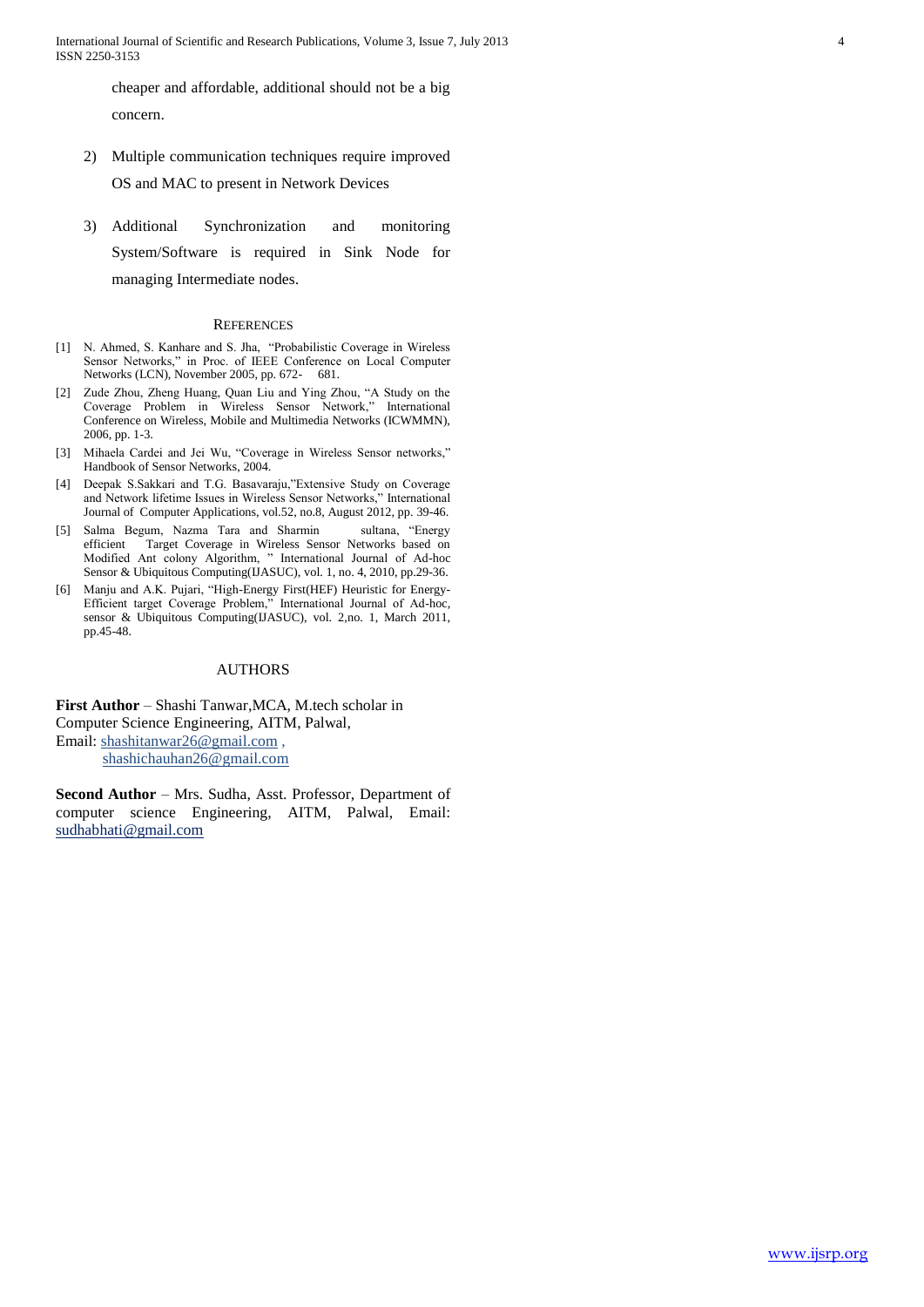cheaper and affordable, additional should not be a big concern.

2) Multiple communication techniques require improved OS and MAC to present in Network Devices

3) Additional Synchronization and monitoring System/Software is required in Sink Node for managing Intermediate nodes.

## REFERENCES

[1] N. Ahmed, S. Kanhare and S. Jha, "Probabilistic Coverage in Wireless Sensor Networks," in Proc. of IEEE Conference on Local Computer Networks (LCN), November 2005, pp. 672- 681.

[2] Zude Zhou, Zheng Huang, Quan Liu and Ying Zhou, "A Study on the Coverage Problem in Wireless Sensor Network," International Conference on Wireless, Mobile and Multimedia Networks (ICWMMN), 2006, pp. 1-3.

[3] Mihaela Cardei and Jei Wu, "Coverage in Wireless Sensor networks," Handbook of Sensor Networks, 2004.

[4] Deepak S.Sakkari and T.G. Basavaraju,"Extensive Study on Coverage and Network lifetime Issues in Wireless Sensor Networks," International Journal of Computer Applications, vol.52, no.8, August 2012, pp. 39-46.

[5] Salma Begum, Nazma Tara and Sharmin sultana, "Energy efficient Target Coverage in Wireless Sensor Networks based on Modified Ant colony Algorithm, " International Journal of Ad-hoc Sensor & Ubiquitous Computing(IJASUC), vol. 1, no. 4, 2010, pp.29-36.

[6] Manju and A.K. Pujari, "High-Energy First(HEF) Heuristic for Energy-Efficient target Coverage Problem," International Journal of Ad-hoc, sensor & Ubiquitous Computing(IJASUC), vol. 2,no. 1, March 2011, pp.45-48.

## AUTHORS

**First Author** – Shashi Tanwar,MCA, M.tech scholar in Computer Science Engineering, AITM, Palwal, Email: shashitanwar26@gmail.com , shashichauhan26@gmail.com

**Second Author** – Mrs. Sudha, Asst. Professor, Department of computer science Engineering, AITM, Palwal, Email: sudhabhati@gmail.com